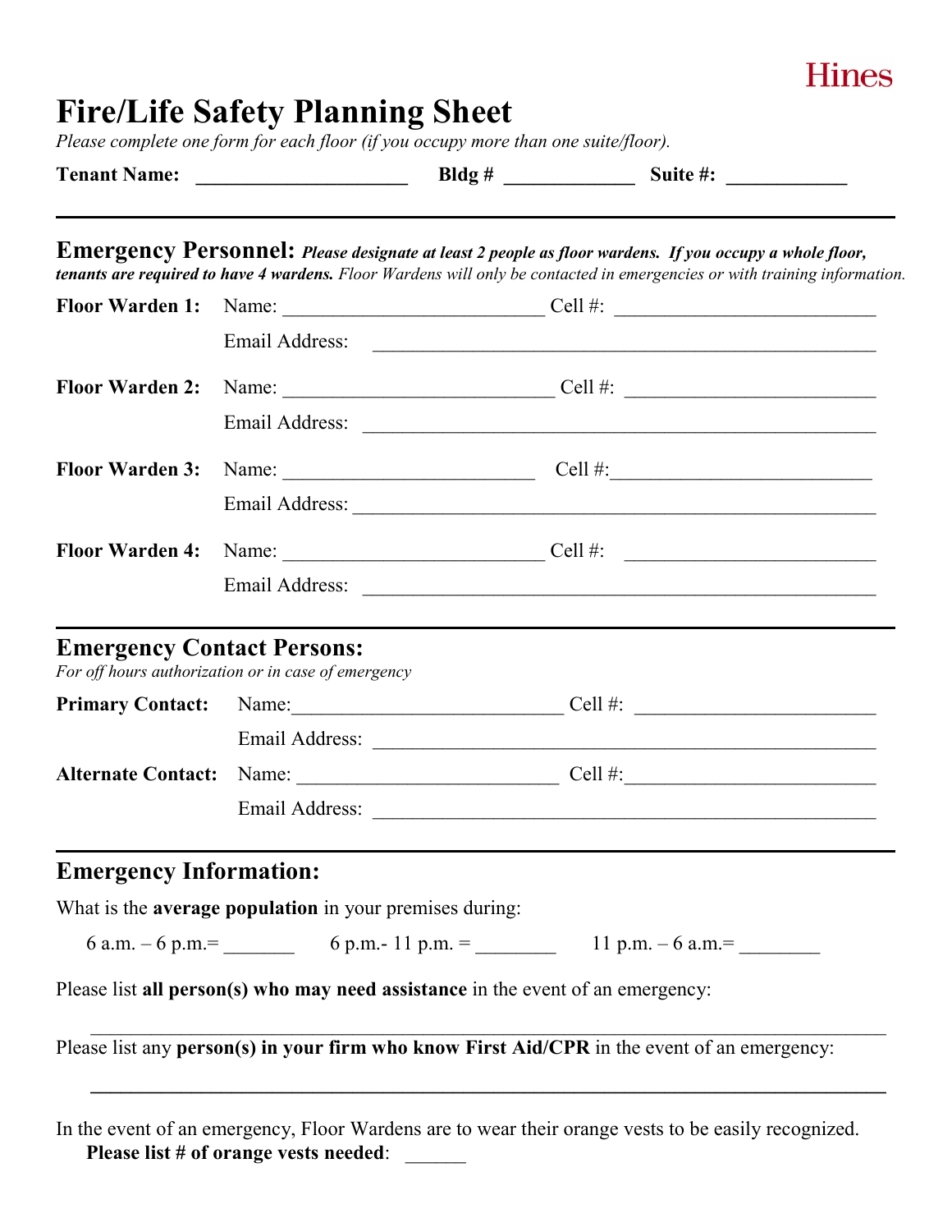Hines

# Fire/Life Safety Planning Sheet

*Please complete one form for each floor (if you occupy more than one suite/floor).*

**Tenant Name:** ____________________ **Bldg #** ____________ **Suite #:** ___________

---

## Emergency Personnel: ***Please designate at least 2 people as floor wardens. If you occupy a whole floor, tenants are required to have 4 wardens.*** *Floor Wardens will only be contacted in emergencies or with training information.*

**Floor Warden 1:** Name: _________________________ Cell #: _________________________

Email Address: ________________________________________________

**Floor Warden 2:** Name: _________________________ Cell #: _________________________

Email Address: ________________________________________________

**Floor Warden 3:** Name: _________________________ Cell #: _________________________

Email Address: ________________________________________________

**Floor Warden 4:** Name: _________________________ Cell #: _________________________

Email Address: ________________________________________________

---

## Emergency Contact Persons:

*For off hours authorization or in case of emergency*

**Primary Contact:** Name: _________________________ Cell #: _________________________

Email Address: ________________________________________________

**Alternate Contact:** Name: _________________________ Cell #: _________________________

Email Address: ________________________________________________

---

## Emergency Information:

What is the **average population** in your premises during:

6 a.m. – 6 p.m.= _______ 6 p.m.- 11 p.m. = ________ 11 p.m. – 6 a.m.= ________

Please list **all person(s) who may need assistance** in the event of an emergency:

______________________________________________________________________________

Please list any **person(s) in your firm who know First Aid/CPR** in the event of an emergency:

______________________________________________________________________________

In the event of an emergency, Floor Wardens are to wear their orange vests to be easily recognized.

**Please list # of orange vests needed**: ______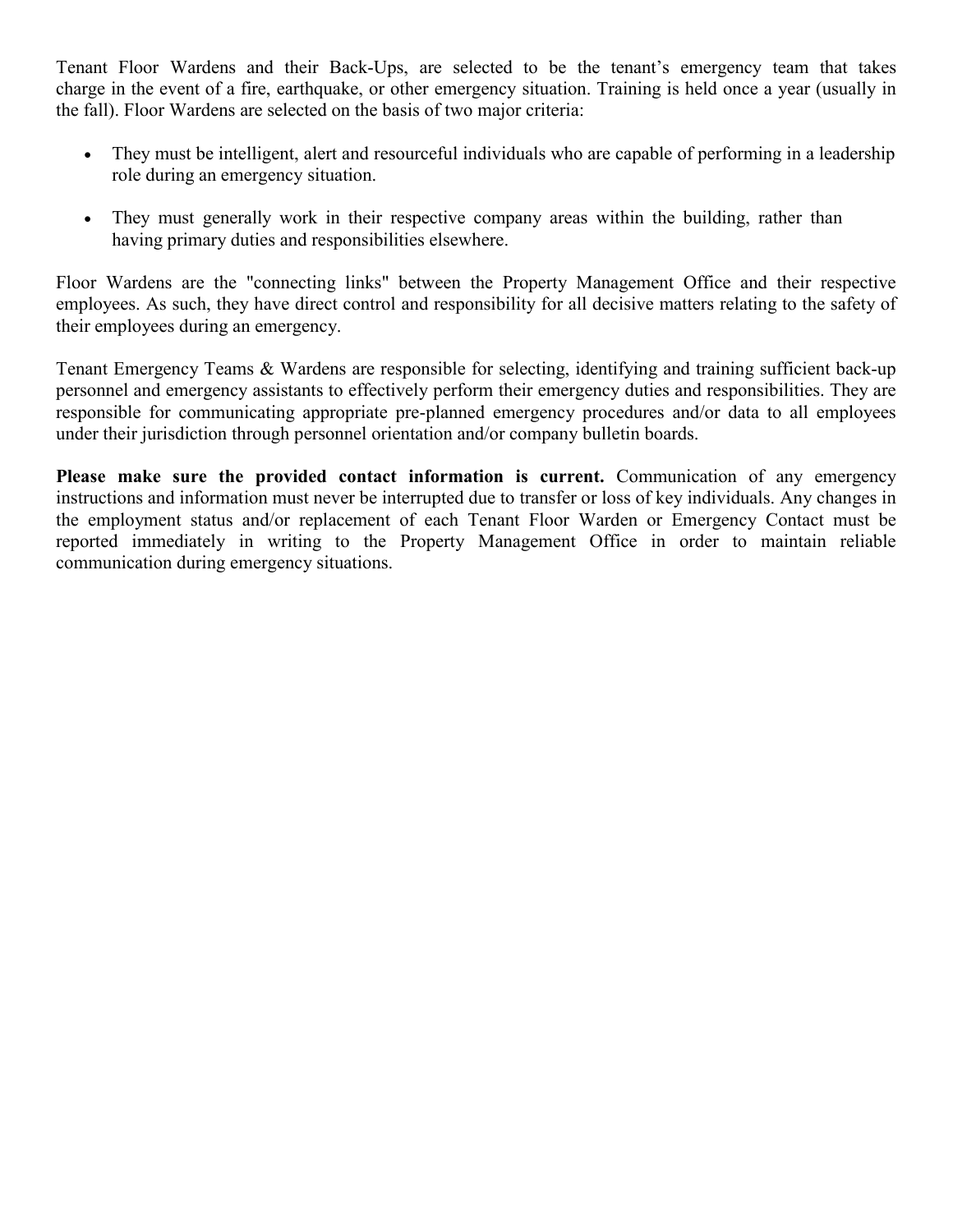Tenant Floor Wardens and their Back-Ups, are selected to be the tenant's emergency team that takes charge in the event of a fire, earthquake, or other emergency situation. Training is held once a year (usually in the fall). Floor Wardens are selected on the basis of two major criteria:

- They must be intelligent, alert and resourceful individuals who are capable of performing in a leadership role during an emergency situation.

- They must generally work in their respective company areas within the building, rather than having primary duties and responsibilities elsewhere.

Floor Wardens are the "connecting links" between the Property Management Office and their respective employees. As such, they have direct control and responsibility for all decisive matters relating to the safety of their employees during an emergency.

Tenant Emergency Teams & Wardens are responsible for selecting, identifying and training sufficient back-up personnel and emergency assistants to effectively perform their emergency duties and responsibilities. They are responsible for communicating appropriate pre-planned emergency procedures and/or data to all employees under their jurisdiction through personnel orientation and/or company bulletin boards.

**Please make sure the provided contact information is current.** Communication of any emergency instructions and information must never be interrupted due to transfer or loss of key individuals. Any changes in the employment status and/or replacement of each Tenant Floor Warden or Emergency Contact must be reported immediately in writing to the Property Management Office in order to maintain reliable communication during emergency situations.